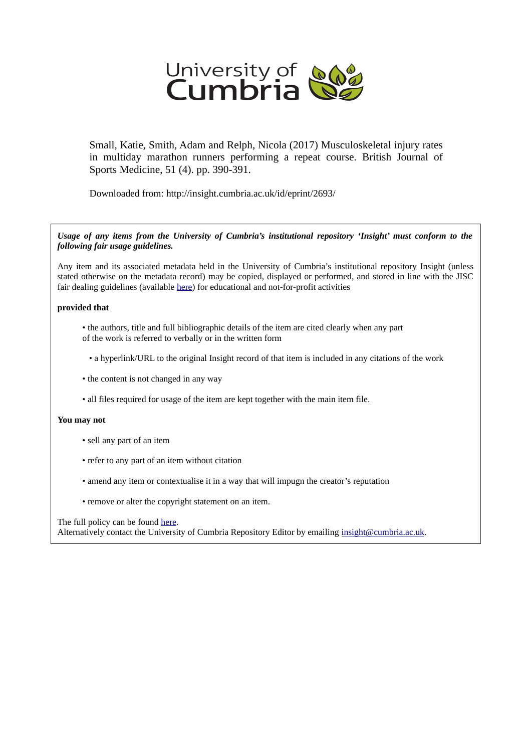University of Cumbria

Small, Katie, Smith, Adam and Relph, Nicola (2017) Musculoskeletal injury rates in multiday marathon runners performing a repeat course. British Journal of Sports Medicine, 51 (4). pp. 390-391.

Downloaded from: http://insight.cumbria.ac.uk/id/eprint/2693/

***Usage of any items from the University of Cumbria's institutional repository 'Insight' must conform to the following fair usage guidelines.***

Any item and its associated metadata held in the University of Cumbria's institutional repository Insight (unless stated otherwise on the metadata record) may be copied, displayed or performed, and stored in line with the JISC fair dealing guidelines (available here) for educational and not-for-profit activities

**provided that**

- the authors, title and full bibliographic details of the item are cited clearly when any part of the work is referred to verbally or in the written form
- a hyperlink/URL to the original Insight record of that item is included in any citations of the work
- the content is not changed in any way
- all files required for usage of the item are kept together with the main item file.

**You may not**

- sell any part of an item
- refer to any part of an item without citation
- amend any item or contextualise it in a way that will impugn the creator's reputation
- remove or alter the copyright statement on an item.

The full policy can be found here.
Alternatively contact the University of Cumbria Repository Editor by emailing insight@cumbria.ac.uk.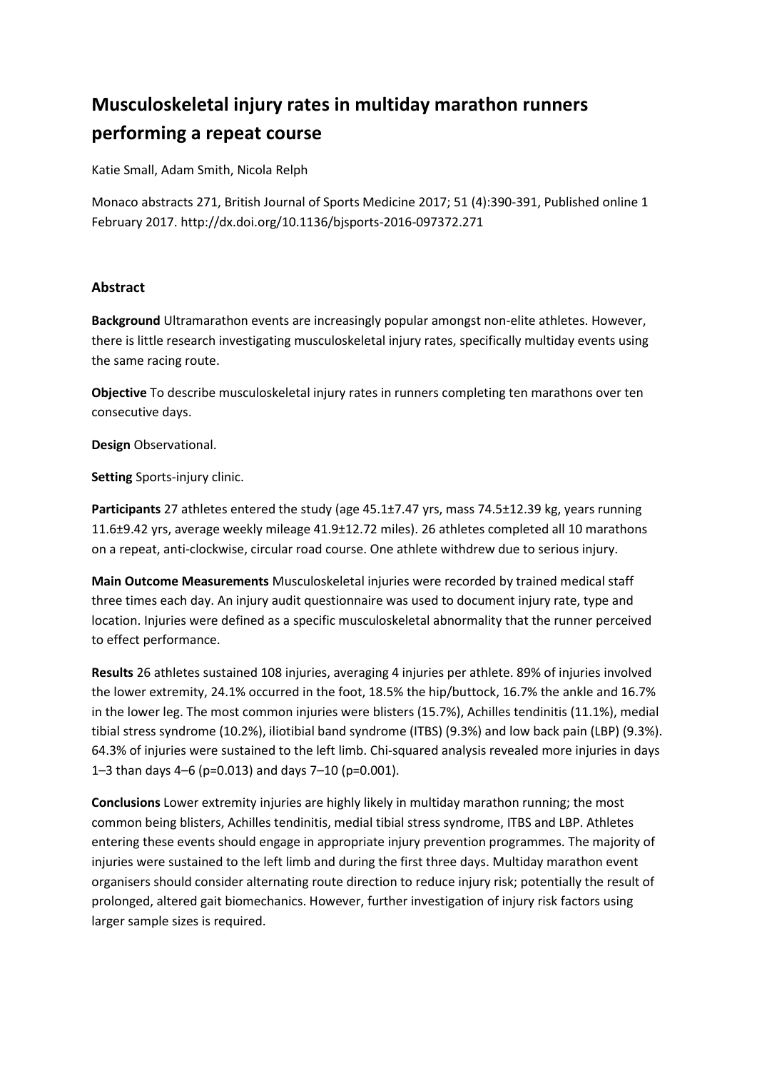# Musculoskeletal injury rates in multiday marathon runners performing a repeat course

Katie Small, Adam Smith, Nicola Relph

Monaco abstracts 271, British Journal of Sports Medicine 2017; 51 (4):390-391, Published online 1 February 2017. http://dx.doi.org/10.1136/bjsports-2016-097372.271

## Abstract

**Background** Ultramarathon events are increasingly popular amongst non-elite athletes. However, there is little research investigating musculoskeletal injury rates, specifically multiday events using the same racing route.

**Objective** To describe musculoskeletal injury rates in runners completing ten marathons over ten consecutive days.

**Design** Observational.

**Setting** Sports-injury clinic.

**Participants** 27 athletes entered the study (age 45.1±7.47 yrs, mass 74.5±12.39 kg, years running 11.6±9.42 yrs, average weekly mileage 41.9±12.72 miles). 26 athletes completed all 10 marathons on a repeat, anti-clockwise, circular road course. One athlete withdrew due to serious injury.

**Main Outcome Measurements** Musculoskeletal injuries were recorded by trained medical staff three times each day. An injury audit questionnaire was used to document injury rate, type and location. Injuries were defined as a specific musculoskeletal abnormality that the runner perceived to effect performance.

**Results** 26 athletes sustained 108 injuries, averaging 4 injuries per athlete. 89% of injuries involved the lower extremity, 24.1% occurred in the foot, 18.5% the hip/buttock, 16.7% the ankle and 16.7% in the lower leg. The most common injuries were blisters (15.7%), Achilles tendinitis (11.1%), medial tibial stress syndrome (10.2%), iliotibial band syndrome (ITBS) (9.3%) and low back pain (LBP) (9.3%). 64.3% of injuries were sustained to the left limb. Chi-squared analysis revealed more injuries in days 1–3 than days 4–6 ($p=0.013$) and days 7–10 ($p=0.001$).

**Conclusions** Lower extremity injuries are highly likely in multiday marathon running; the most common being blisters, Achilles tendinitis, medial tibial stress syndrome, ITBS and LBP. Athletes entering these events should engage in appropriate injury prevention programmes. The majority of injuries were sustained to the left limb and during the first three days. Multiday marathon event organisers should consider alternating route direction to reduce injury risk; potentially the result of prolonged, altered gait biomechanics. However, further investigation of injury risk factors using larger sample sizes is required.